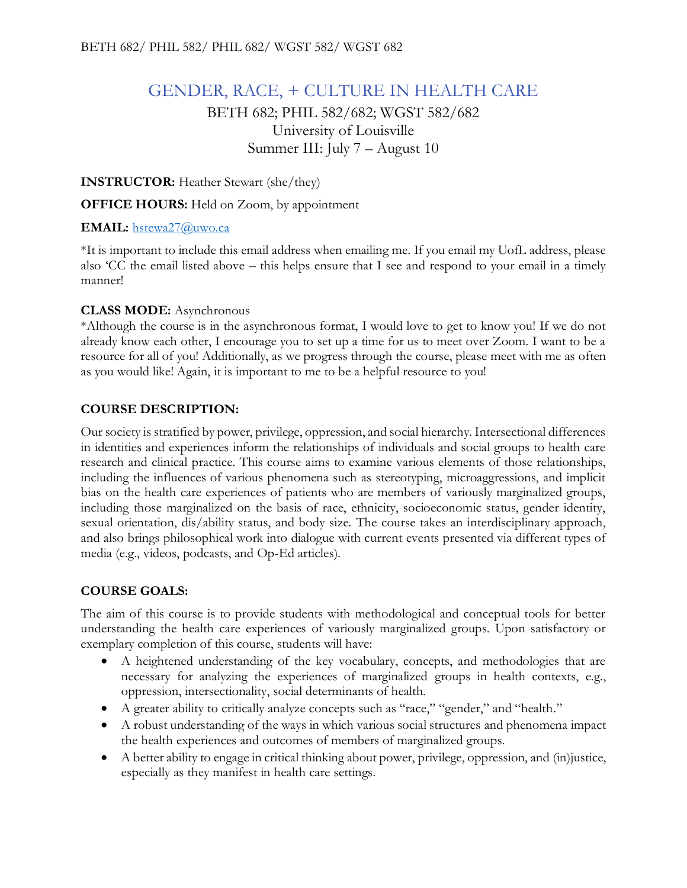BETH 682/ PHIL 582/ PHIL 682/ WGST 582/ WGST 682

# GENDER, RACE, + CULTURE IN HEALTH CARE

BETH 682; PHIL 582/682; WGST 582/682
University of Louisville
Summer III: July 7 – August 10

**INSTRUCTOR:** Heather Stewart (she/they)

**OFFICE HOURS:** Held on Zoom, by appointment

**EMAIL:** hstewa27@uwo.ca

*It is important to include this email address when emailing me. If you email my UofL address, please also 'CC the email listed above – this helps ensure that I see and respond to your email in a timely manner!

**CLASS MODE:** Asynchronous
*Although the course is in the asynchronous format, I would love to get to know you! If we do not already know each other, I encourage you to set up a time for us to meet over Zoom. I want to be a resource for all of you! Additionally, as we progress through the course, please meet with me as often as you would like! Again, it is important to me to be a helpful resource to you!

**COURSE DESCRIPTION:**

Our society is stratified by power, privilege, oppression, and social hierarchy. Intersectional differences in identities and experiences inform the relationships of individuals and social groups to health care research and clinical practice. This course aims to examine various elements of those relationships, including the influences of various phenomena such as stereotyping, microaggressions, and implicit bias on the health care experiences of patients who are members of variously marginalized groups, including those marginalized on the basis of race, ethnicity, socioeconomic status, gender identity, sexual orientation, dis/ability status, and body size. The course takes an interdisciplinary approach, and also brings philosophical work into dialogue with current events presented via different types of media (e.g., videos, podcasts, and Op-Ed articles).

**COURSE GOALS:**

The aim of this course is to provide students with methodological and conceptual tools for better understanding the health care experiences of variously marginalized groups. Upon satisfactory or exemplary completion of this course, students will have:

- A heightened understanding of the key vocabulary, concepts, and methodologies that are necessary for analyzing the experiences of marginalized groups in health contexts, e.g., oppression, intersectionality, social determinants of health.
- A greater ability to critically analyze concepts such as "race," "gender," and "health."
- A robust understanding of the ways in which various social structures and phenomena impact the health experiences and outcomes of members of marginalized groups.
- A better ability to engage in critical thinking about power, privilege, oppression, and (in)justice, especially as they manifest in health care settings.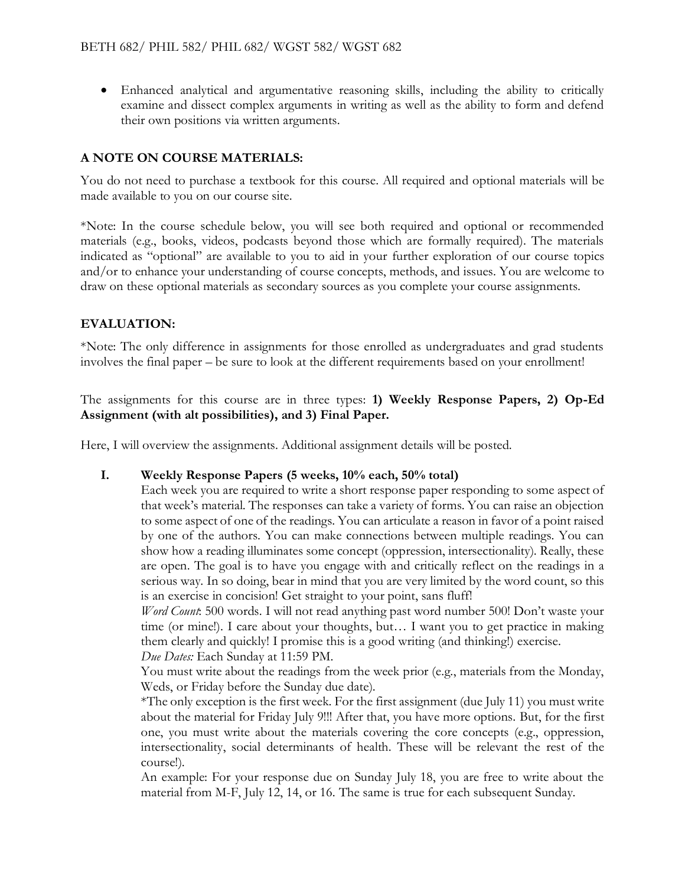- Enhanced analytical and argumentative reasoning skills, including the ability to critically examine and dissect complex arguments in writing as well as the ability to form and defend their own positions via written arguments.

## A NOTE ON COURSE MATERIALS:

You do not need to purchase a textbook for this course. All required and optional materials will be made available to you on our course site.

*Note: In the course schedule below, you will see both required and optional or recommended materials (e.g., books, videos, podcasts beyond those which are formally required). The materials indicated as "optional" are available to you to aid in your further exploration of our course topics and/or to enhance your understanding of course concepts, methods, and issues. You are welcome to draw on these optional materials as secondary sources as you complete your course assignments.

## EVALUATION:

*Note: The only difference in assignments for those enrolled as undergraduates and grad students involves the final paper – be sure to look at the different requirements based on your enrollment!

The assignments for this course are in three types: **1) Weekly Response Papers, 2) Op-Ed Assignment (with alt possibilities), and 3) Final Paper.**

Here, I will overview the assignments. Additional assignment details will be posted.

### I. Weekly Response Papers (5 weeks, 10% each, 50% total)

Each week you are required to write a short response paper responding to some aspect of that week's material. The responses can take a variety of forms. You can raise an objection to some aspect of one of the readings. You can articulate a reason in favor of a point raised by one of the authors. You can make connections between multiple readings. You can show how a reading illuminates some concept (oppression, intersectionality). Really, these are open. The goal is to have you engage with and critically reflect on the readings in a serious way. In so doing, bear in mind that you are very limited by the word count, so this is an exercise in concision! Get straight to your point, sans fluff!

*Word Count*: 500 words. I will not read anything past word number 500! Don't waste your time (or mine!). I care about your thoughts, but… I want you to get practice in making them clearly and quickly! I promise this is a good writing (and thinking!) exercise.

*Due Dates:* Each Sunday at 11:59 PM.

You must write about the readings from the week prior (e.g., materials from the Monday, Weds, or Friday before the Sunday due date).

*The only exception is the first week. For the first assignment (due July 11) you must write about the material for Friday July 9!!! After that, you have more options. But, for the first one, you must write about the materials covering the core concepts (e.g., oppression, intersectionality, social determinants of health. These will be relevant the rest of the course!).

An example: For your response due on Sunday July 18, you are free to write about the material from M-F, July 12, 14, or 16. The same is true for each subsequent Sunday.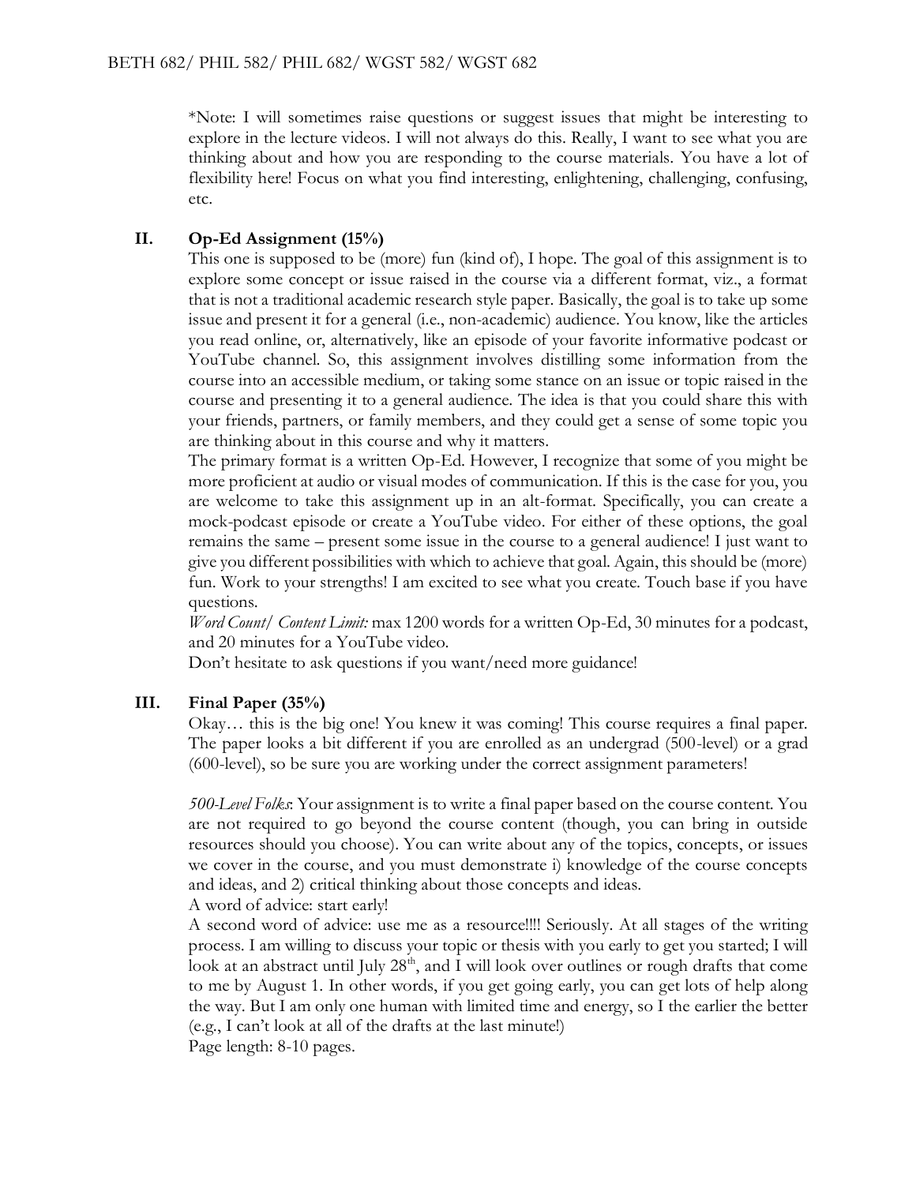*Note: I will sometimes raise questions or suggest issues that might be interesting to explore in the lecture videos. I will not always do this. Really, I want to see what you are thinking about and how you are responding to the course materials. You have a lot of flexibility here! Focus on what you find interesting, enlightening, challenging, confusing, etc.

## II. Op-Ed Assignment (15%)

This one is supposed to be (more) fun (kind of), I hope. The goal of this assignment is to explore some concept or issue raised in the course via a different format, viz., a format that is not a traditional academic research style paper. Basically, the goal is to take up some issue and present it for a general (i.e., non-academic) audience. You know, like the articles you read online, or, alternatively, like an episode of your favorite informative podcast or YouTube channel. So, this assignment involves distilling some information from the course into an accessible medium, or taking some stance on an issue or topic raised in the course and presenting it to a general audience. The idea is that you could share this with your friends, partners, or family members, and they could get a sense of some topic you are thinking about in this course and why it matters.

The primary format is a written Op-Ed. However, I recognize that some of you might be more proficient at audio or visual modes of communication. If this is the case for you, you are welcome to take this assignment up in an alt-format. Specifically, you can create a mock-podcast episode or create a YouTube video. For either of these options, the goal remains the same – present some issue in the course to a general audience! I just want to give you different possibilities with which to achieve that goal. Again, this should be (more) fun. Work to your strengths! I am excited to see what you create. Touch base if you have questions.

*Word Count/ Content Limit:* max 1200 words for a written Op-Ed, 30 minutes for a podcast, and 20 minutes for a YouTube video.

Don't hesitate to ask questions if you want/need more guidance!

## III. Final Paper (35%)

Okay… this is the big one! You knew it was coming! This course requires a final paper. The paper looks a bit different if you are enrolled as an undergrad (500-level) or a grad (600-level), so be sure you are working under the correct assignment parameters!

*500-Level Folks*: Your assignment is to write a final paper based on the course content. You are not required to go beyond the course content (though, you can bring in outside resources should you choose). You can write about any of the topics, concepts, or issues we cover in the course, and you must demonstrate i) knowledge of the course concepts and ideas, and 2) critical thinking about those concepts and ideas.

A word of advice: start early!

A second word of advice: use me as a resource!!!! Seriously. At all stages of the writing process. I am willing to discuss your topic or thesis with you early to get you started; I will look at an abstract until July 28th, and I will look over outlines or rough drafts that come to me by August 1. In other words, if you get going early, you can get lots of help along the way. But I am only one human with limited time and energy, so I the earlier the better (e.g., I can't look at all of the drafts at the last minute!)

Page length: 8-10 pages.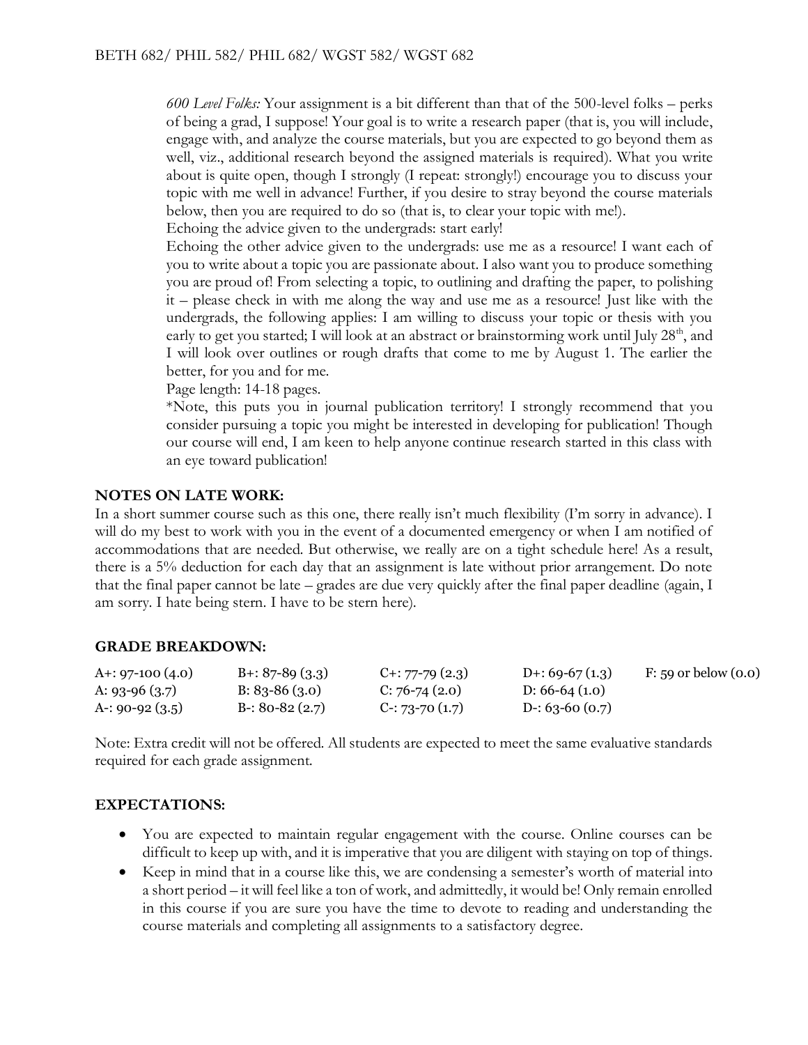*600 Level Folks:* Your assignment is a bit different than that of the 500-level folks – perks of being a grad, I suppose! Your goal is to write a research paper (that is, you will include, engage with, and analyze the course materials, but you are expected to go beyond them as well, viz., additional research beyond the assigned materials is required). What you write about is quite open, though I strongly (I repeat: strongly!) encourage you to discuss your topic with me well in advance! Further, if you desire to stray beyond the course materials below, then you are required to do so (that is, to clear your topic with me!).

Echoing the advice given to the undergrads: start early!

Echoing the other advice given to the undergrads: use me as a resource! I want each of you to write about a topic you are passionate about. I also want you to produce something you are proud of! From selecting a topic, to outlining and drafting the paper, to polishing it – please check in with me along the way and use me as a resource! Just like with the undergrads, the following applies: I am willing to discuss your topic or thesis with you early to get you started; I will look at an abstract or brainstorming work until July 28th, and I will look over outlines or rough drafts that come to me by August 1. The earlier the better, for you and for me.

Page length: 14-18 pages.

*Note, this puts you in journal publication territory! I strongly recommend that you consider pursuing a topic you might be interested in developing for publication! Though our course will end, I am keen to help anyone continue research started in this class with an eye toward publication!

**NOTES ON LATE WORK:**

In a short summer course such as this one, there really isn't much flexibility (I'm sorry in advance). I will do my best to work with you in the event of a documented emergency or when I am notified of accommodations that are needed. But otherwise, we really are on a tight schedule here! As a result, there is a 5% deduction for each day that an assignment is late without prior arrangement. Do note that the final paper cannot be late – grades are due very quickly after the final paper deadline (again, I am sorry. I hate being stern. I have to be stern here).

**GRADE BREAKDOWN:**

| | | | | |
|---|---|---|---|---|
| A+: 97-100 (4.0) | B+: 87-89 (3.3) | C+: 77-79 (2.3) | D+: 69-67 (1.3) | F: 59 or below (0.0) |
| A: 93-96 (3.7) | B: 83-86 (3.0) | C: 76-74 (2.0) | D: 66-64 (1.0) | |
| A-: 90-92 (3.5) | B-: 80-82 (2.7) | C-: 73-70 (1.7) | D-: 63-60 (0.7) | |

Note: Extra credit will not be offered. All students are expected to meet the same evaluative standards required for each grade assignment.

**EXPECTATIONS:**

- You are expected to maintain regular engagement with the course. Online courses can be difficult to keep up with, and it is imperative that you are diligent with staying on top of things.
- Keep in mind that in a course like this, we are condensing a semester's worth of material into a short period – it will feel like a ton of work, and admittedly, it would be! Only remain enrolled in this course if you are sure you have the time to devote to reading and understanding the course materials and completing all assignments to a satisfactory degree.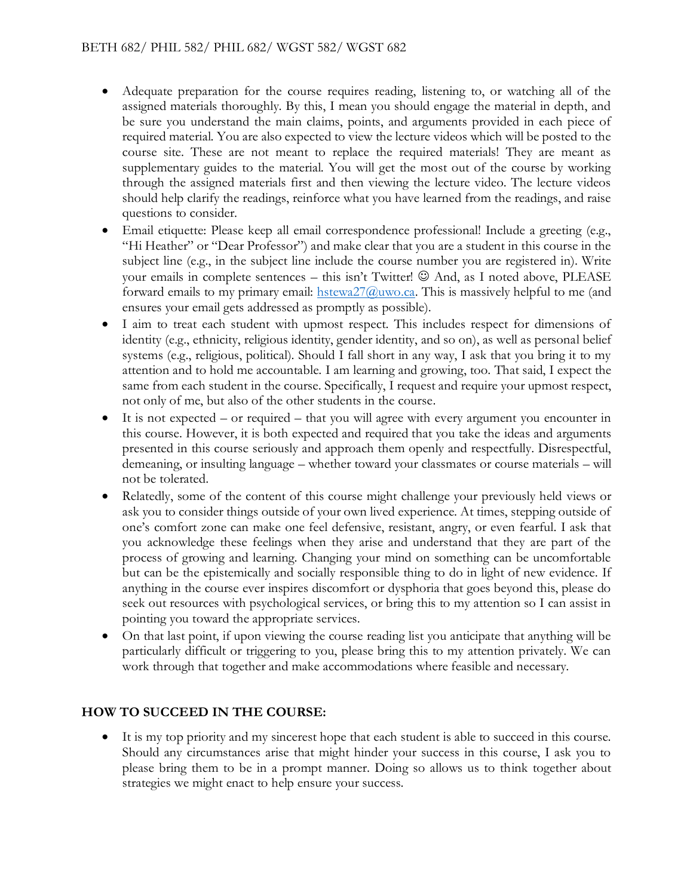- Adequate preparation for the course requires reading, listening to, or watching all of the assigned materials thoroughly. By this, I mean you should engage the material in depth, and be sure you understand the main claims, points, and arguments provided in each piece of required material. You are also expected to view the lecture videos which will be posted to the course site. These are not meant to replace the required materials! They are meant as supplementary guides to the material. You will get the most out of the course by working through the assigned materials first and then viewing the lecture video. The lecture videos should help clarify the readings, reinforce what you have learned from the readings, and raise questions to consider.
- Email etiquette: Please keep all email correspondence professional! Include a greeting (e.g., "Hi Heather" or "Dear Professor") and make clear that you are a student in this course in the subject line (e.g., in the subject line include the course number you are registered in). Write your emails in complete sentences – this isn't Twitter! ☺ And, as I noted above, PLEASE forward emails to my primary email: hstewa27@uwo.ca. This is massively helpful to me (and ensures your email gets addressed as promptly as possible).
- I aim to treat each student with upmost respect. This includes respect for dimensions of identity (e.g., ethnicity, religious identity, gender identity, and so on), as well as personal belief systems (e.g., religious, political). Should I fall short in any way, I ask that you bring it to my attention and to hold me accountable. I am learning and growing, too. That said, I expect the same from each student in the course. Specifically, I request and require your upmost respect, not only of me, but also of the other students in the course.
- It is not expected – or required – that you will agree with every argument you encounter in this course. However, it is both expected and required that you take the ideas and arguments presented in this course seriously and approach them openly and respectfully. Disrespectful, demeaning, or insulting language – whether toward your classmates or course materials – will not be tolerated.
- Relatedly, some of the content of this course might challenge your previously held views or ask you to consider things outside of your own lived experience. At times, stepping outside of one's comfort zone can make one feel defensive, resistant, angry, or even fearful. I ask that you acknowledge these feelings when they arise and understand that they are part of the process of growing and learning. Changing your mind on something can be uncomfortable but can be the epistemically and socially responsible thing to do in light of new evidence. If anything in the course ever inspires discomfort or dysphoria that goes beyond this, please do seek out resources with psychological services, or bring this to my attention so I can assist in pointing you toward the appropriate services.
- On that last point, if upon viewing the course reading list you anticipate that anything will be particularly difficult or triggering to you, please bring this to my attention privately. We can work through that together and make accommodations where feasible and necessary.

## HOW TO SUCCEED IN THE COURSE:

- It is my top priority and my sincerest hope that each student is able to succeed in this course. Should any circumstances arise that might hinder your success in this course, I ask you to please bring them to be in a prompt manner. Doing so allows us to think together about strategies we might enact to help ensure your success.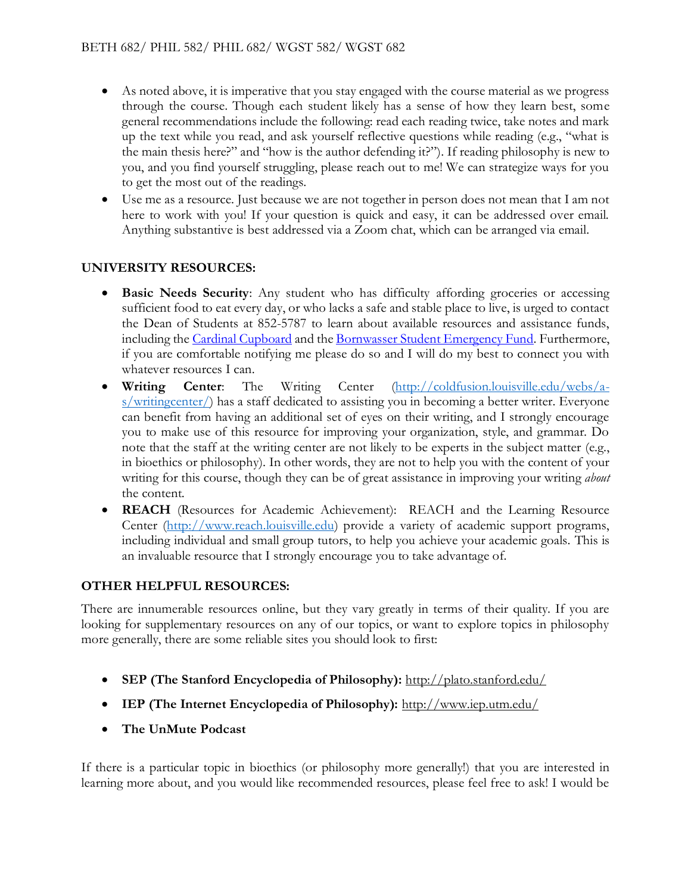- As noted above, it is imperative that you stay engaged with the course material as we progress through the course. Though each student likely has a sense of how they learn best, some general recommendations include the following: read each reading twice, take notes and mark up the text while you read, and ask yourself reflective questions while reading (e.g., "what is the main thesis here?" and "how is the author defending it?"). If reading philosophy is new to you, and you find yourself struggling, please reach out to me! We can strategize ways for you to get the most out of the readings.
- Use me as a resource. Just because we are not together in person does not mean that I am not here to work with you! If your question is quick and easy, it can be addressed over email. Anything substantive is best addressed via a Zoom chat, which can be arranged via email.

**UNIVERSITY RESOURCES:**

- **Basic Needs Security**: Any student who has difficulty affording groceries or accessing sufficient food to eat every day, or who lacks a safe and stable place to live, is urged to contact the Dean of Students at 852-5787 to learn about available resources and assistance funds, including the Cardinal Cupboard and the Bornwasser Student Emergency Fund. Furthermore, if you are comfortable notifying me please do so and I will do my best to connect you with whatever resources I can.
- **Writing Center**: The Writing Center (http://coldfusion.louisville.edu/webs/a-s/writingcenter/) has a staff dedicated to assisting you in becoming a better writer. Everyone can benefit from having an additional set of eyes on their writing, and I strongly encourage you to make use of this resource for improving your organization, style, and grammar. Do note that the staff at the writing center are not likely to be experts in the subject matter (e.g., in bioethics or philosophy). In other words, they are not to help you with the content of your writing for this course, though they can be of great assistance in improving your writing *about* the content.
- **REACH** (Resources for Academic Achievement): REACH and the Learning Resource Center (http://www.reach.louisville.edu) provide a variety of academic support programs, including individual and small group tutors, to help you achieve your academic goals. This is an invaluable resource that I strongly encourage you to take advantage of.

**OTHER HELPFUL RESOURCES:**

There are innumerable resources online, but they vary greatly in terms of their quality. If you are looking for supplementary resources on any of our topics, or want to explore topics in philosophy more generally, there are some reliable sites you should look to first:

- **SEP (The Stanford Encyclopedia of Philosophy):** http://plato.stanford.edu/
- **IEP (The Internet Encyclopedia of Philosophy):** http://www.iep.utm.edu/
- **The UnMute Podcast**

If there is a particular topic in bioethics (or philosophy more generally!) that you are interested in learning more about, and you would like recommended resources, please feel free to ask! I would be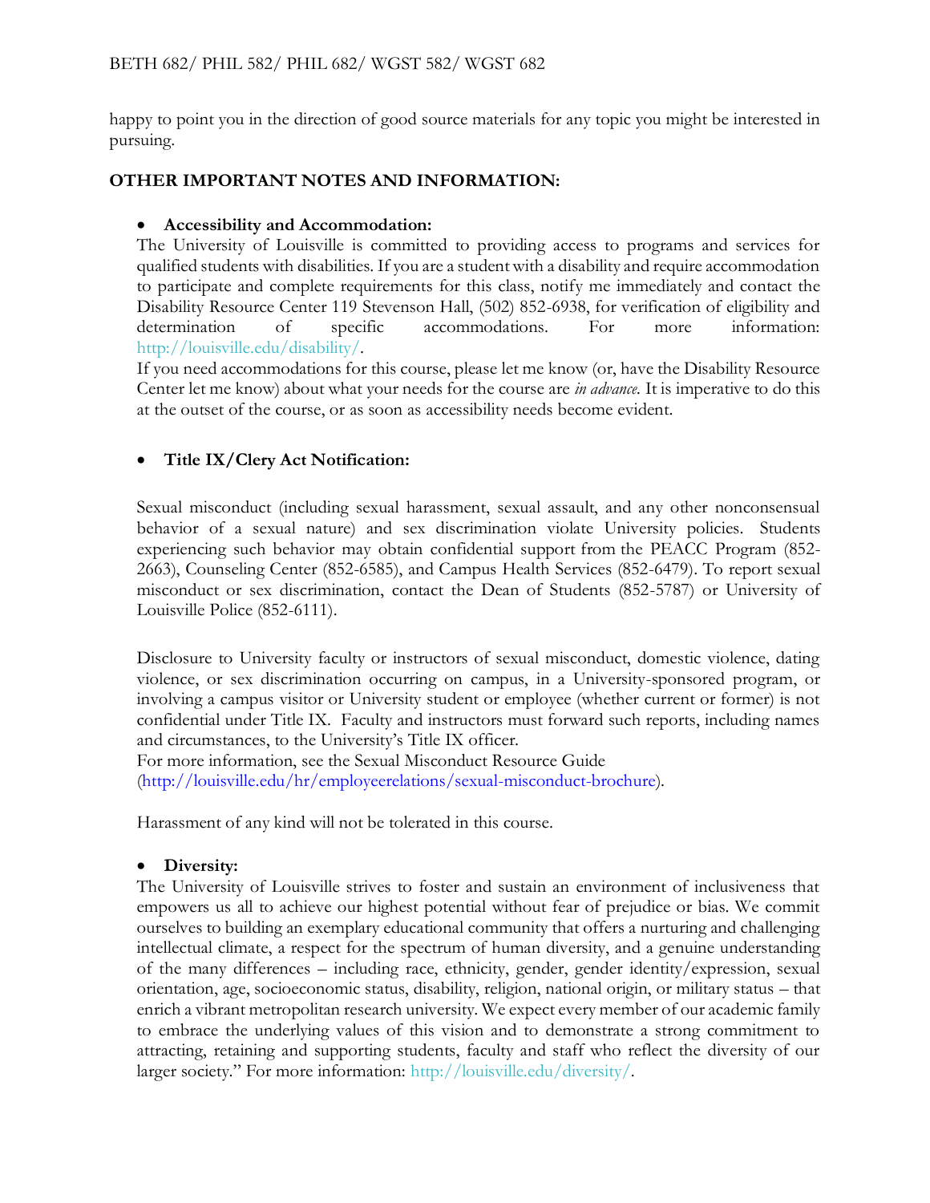happy to point you in the direction of good source materials for any topic you might be interested in pursuing.

## OTHER IMPORTANT NOTES AND INFORMATION:

- **Accessibility and Accommodation:**
The University of Louisville is committed to providing access to programs and services for qualified students with disabilities. If you are a student with a disability and require accommodation to participate and complete requirements for this class, notify me immediately and contact the Disability Resource Center 119 Stevenson Hall, (502) 852-6938, for verification of eligibility and determination of specific accommodations. For more information: http://louisville.edu/disability/.
If you need accommodations for this course, please let me know (or, have the Disability Resource Center let me know) about what your needs for the course are *in advance.* It is imperative to do this at the outset of the course, or as soon as accessibility needs become evident.

- **Title IX/Clery Act Notification:**

Sexual misconduct (including sexual harassment, sexual assault, and any other nonconsensual behavior of a sexual nature) and sex discrimination violate University policies. Students experiencing such behavior may obtain confidential support from the PEACC Program (852-2663), Counseling Center (852-6585), and Campus Health Services (852-6479). To report sexual misconduct or sex discrimination, contact the Dean of Students (852-5787) or University of Louisville Police (852-6111).

Disclosure to University faculty or instructors of sexual misconduct, domestic violence, dating violence, or sex discrimination occurring on campus, in a University-sponsored program, or involving a campus visitor or University student or employee (whether current or former) is not confidential under Title IX. Faculty and instructors must forward such reports, including names and circumstances, to the University's Title IX officer.
For more information, see the Sexual Misconduct Resource Guide (http://louisville.edu/hr/employeerelations/sexual-misconduct-brochure).

Harassment of any kind will not be tolerated in this course.

- **Diversity:**
The University of Louisville strives to foster and sustain an environment of inclusiveness that empowers us all to achieve our highest potential without fear of prejudice or bias. We commit ourselves to building an exemplary educational community that offers a nurturing and challenging intellectual climate, a respect for the spectrum of human diversity, and a genuine understanding of the many differences – including race, ethnicity, gender, gender identity/expression, sexual orientation, age, socioeconomic status, disability, religion, national origin, or military status – that enrich a vibrant metropolitan research university. We expect every member of our academic family to embrace the underlying values of this vision and to demonstrate a strong commitment to attracting, retaining and supporting students, faculty and staff who reflect the diversity of our larger society." For more information: http://louisville.edu/diversity/.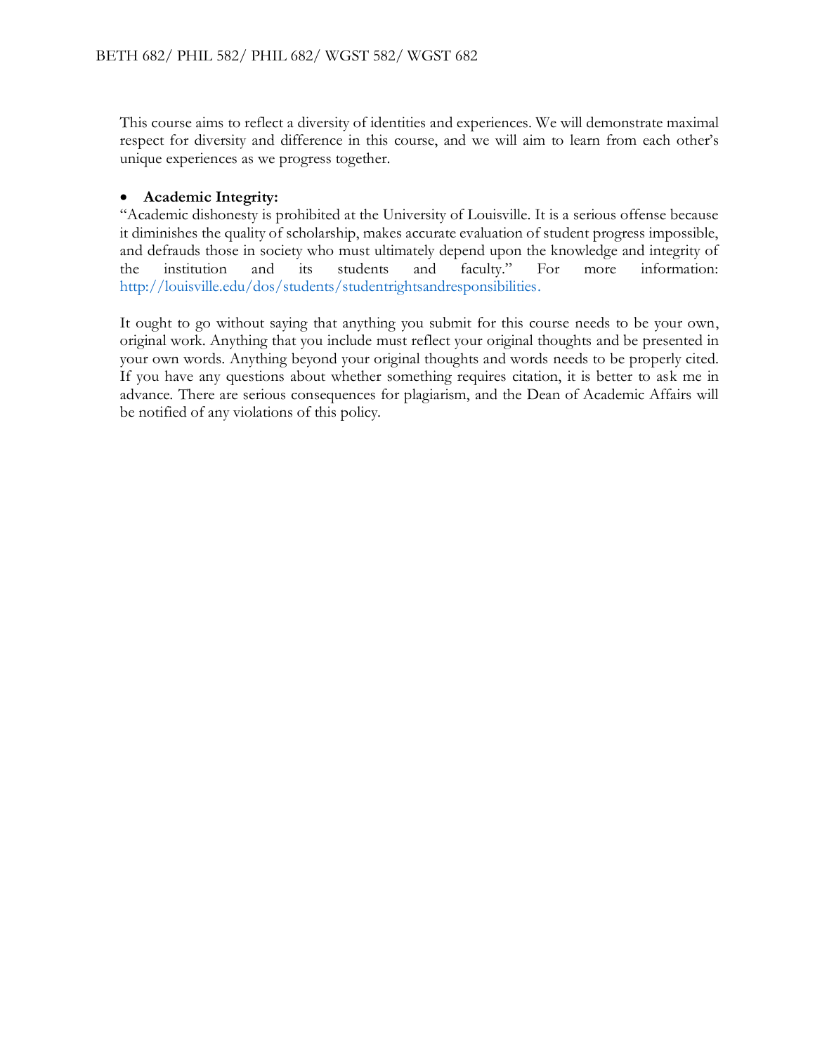This course aims to reflect a diversity of identities and experiences. We will demonstrate maximal respect for diversity and difference in this course, and we will aim to learn from each other's unique experiences as we progress together.

- **Academic Integrity:**

"Academic dishonesty is prohibited at the University of Louisville. It is a serious offense because it diminishes the quality of scholarship, makes accurate evaluation of student progress impossible, and defrauds those in society who must ultimately depend upon the knowledge and integrity of the institution and its students and faculty." For more information: http://louisville.edu/dos/students/studentrightsandresponsibilities.

It ought to go without saying that anything you submit for this course needs to be your own, original work. Anything that you include must reflect your original thoughts and be presented in your own words. Anything beyond your original thoughts and words needs to be properly cited. If you have any questions about whether something requires citation, it is better to ask me in advance. There are serious consequences for plagiarism, and the Dean of Academic Affairs will be notified of any violations of this policy.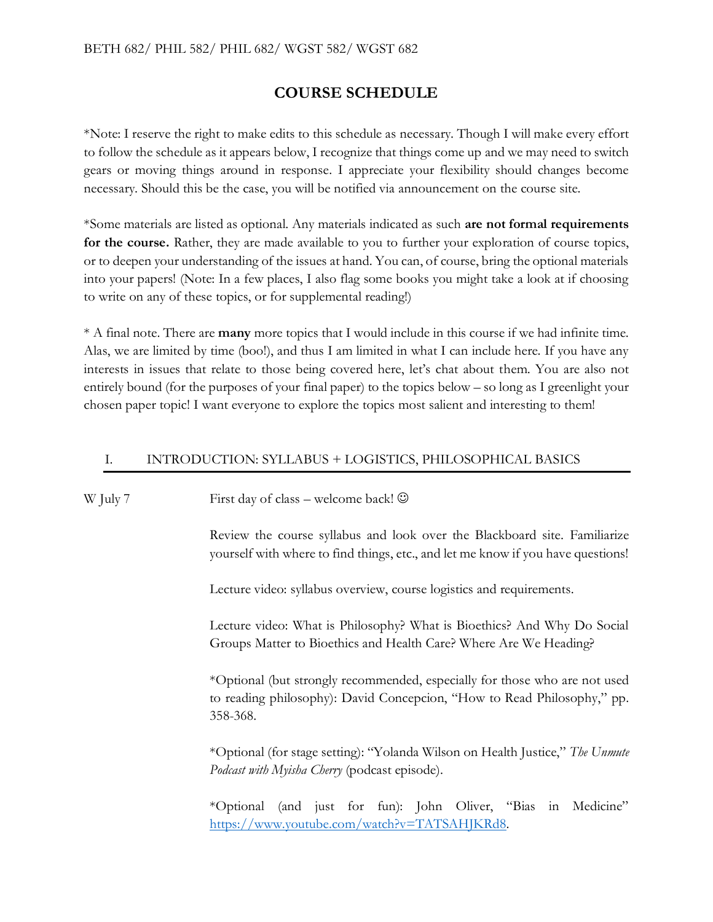BETH 682/ PHIL 582/ PHIL 682/ WGST 582/ WGST 682

# COURSE SCHEDULE

*Note: I reserve the right to make edits to this schedule as necessary. Though I will make every effort to follow the schedule as it appears below, I recognize that things come up and we may need to switch gears or moving things around in response. I appreciate your flexibility should changes become necessary. Should this be the case, you will be notified via announcement on the course site.

*Some materials are listed as optional. Any materials indicated as such **are not formal requirements for the course.** Rather, they are made available to you to further your exploration of course topics, or to deepen your understanding of the issues at hand. You can, of course, bring the optional materials into your papers! (Note: In a few places, I also flag some books you might take a look at if choosing to write on any of these topics, or for supplemental reading!)

* A final note. There are **many** more topics that I would include in this course if we had infinite time. Alas, we are limited by time (boo!), and thus I am limited in what I can include here. If you have any interests in issues that relate to those being covered here, let's chat about them. You are also not entirely bound (for the purposes of your final paper) to the topics below – so long as I greenlight your chosen paper topic! I want everyone to explore the topics most salient and interesting to them!

## I. INTRODUCTION: SYLLABUS + LOGISTICS, PHILOSOPHICAL BASICS

**W July 7**

First day of class – welcome back! ☺

Review the course syllabus and look over the Blackboard site. Familiarize yourself with where to find things, etc., and let me know if you have questions!

Lecture video: syllabus overview, course logistics and requirements.

Lecture video: What is Philosophy? What is Bioethics? And Why Do Social Groups Matter to Bioethics and Health Care? Where Are We Heading?

*Optional (but strongly recommended, especially for those who are not used to reading philosophy): David Concepcion, "How to Read Philosophy," pp. 358-368.

*Optional (for stage setting): "Yolanda Wilson on Health Justice," *The Unmute Podcast with Myisha Cherry* (podcast episode).

*Optional (and just for fun): John Oliver, "Bias in Medicine" https://www.youtube.com/watch?v=TATSAHJKRd8.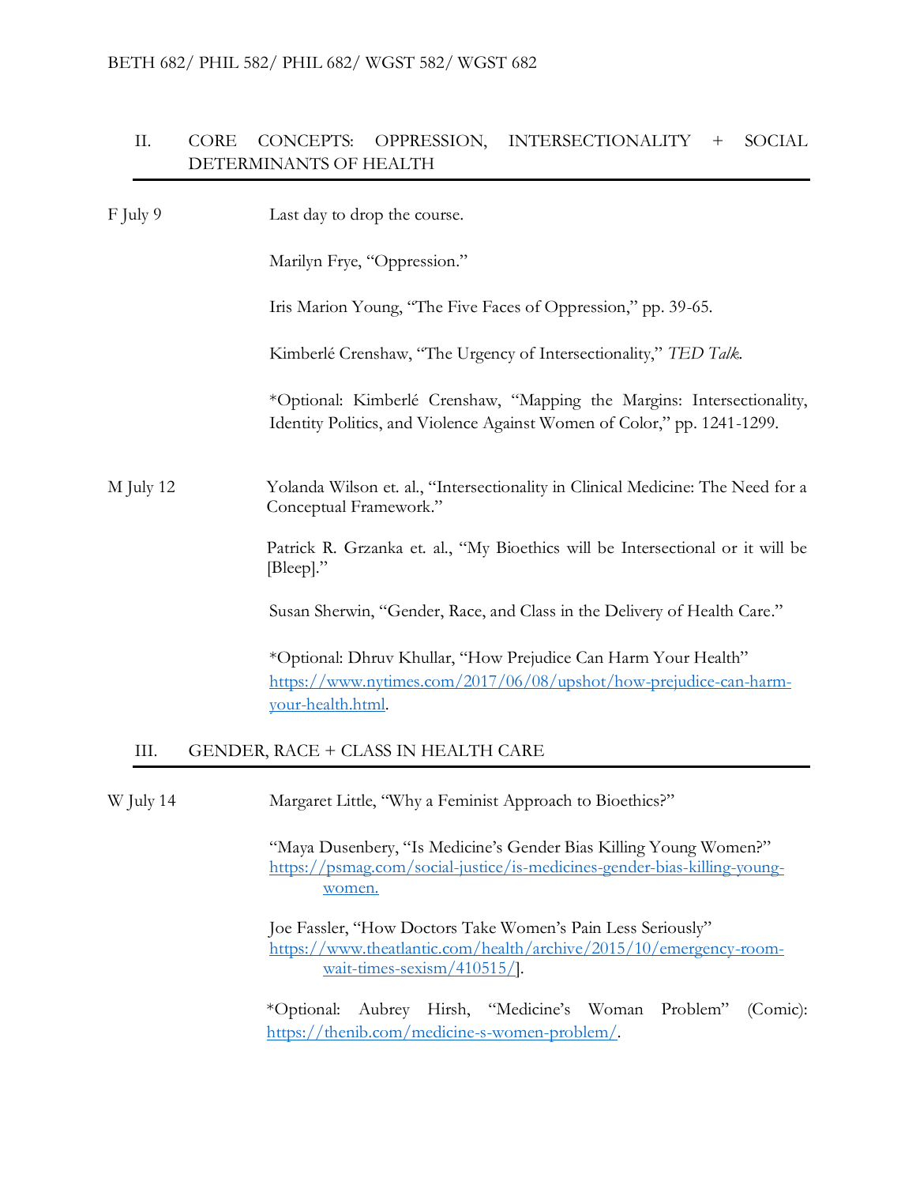## II. CORE CONCEPTS: OPPRESSION, INTERSECTIONALITY + SOCIAL DETERMINANTS OF HEALTH

**F July 9**

Last day to drop the course.

Marilyn Frye, "Oppression."

Iris Marion Young, "The Five Faces of Oppression," pp. 39-65.

Kimberlé Crenshaw, "The Urgency of Intersectionality," *TED Talk*.

*Optional: Kimberlé Crenshaw, "Mapping the Margins: Intersectionality, Identity Politics, and Violence Against Women of Color," pp. 1241-1299.

**M July 12**

Yolanda Wilson et. al., "Intersectionality in Clinical Medicine: The Need for a Conceptual Framework."

Patrick R. Grzanka et. al., "My Bioethics will be Intersectional or it will be [Bleep]."

Susan Sherwin, "Gender, Race, and Class in the Delivery of Health Care."

*Optional: Dhruv Khullar, "How Prejudice Can Harm Your Health" https://www.nytimes.com/2017/06/08/upshot/how-prejudice-can-harm-your-health.html.

## III. GENDER, RACE + CLASS IN HEALTH CARE

**W July 14**

Margaret Little, "Why a Feminist Approach to Bioethics?"

"Maya Dusenbery, "Is Medicine's Gender Bias Killing Young Women?" https://psmag.com/social-justice/is-medicines-gender-bias-killing-young-women.

Joe Fassler, "How Doctors Take Women's Pain Less Seriously" https://www.theatlantic.com/health/archive/2015/10/emergency-room-wait-times-sexism/410515/].

*Optional: Aubrey Hirsh, "Medicine's Woman Problem" (Comic): https://thenib.com/medicine-s-women-problem/.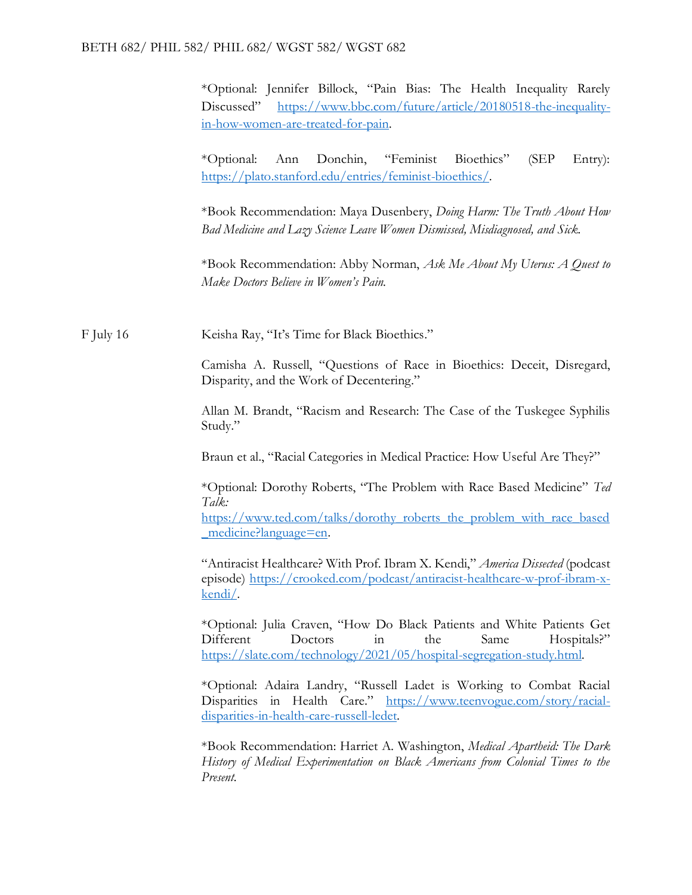*Optional: Jennifer Billock, "Pain Bias: The Health Inequality Rarely Discussed" https://www.bbc.com/future/article/20180518-the-inequality-in-how-women-are-treated-for-pain.

*Optional: Ann Donchin, "Feminist Bioethics" (SEP Entry): https://plato.stanford.edu/entries/feminist-bioethics/.

*Book Recommendation: Maya Dusenbery, *Doing Harm: The Truth About How Bad Medicine and Lazy Science Leave Women Dismissed, Misdiagnosed, and Sick.*

*Book Recommendation: Abby Norman, *Ask Me About My Uterus: A Quest to Make Doctors Believe in Women's Pain.*

F July 16

Keisha Ray, "It's Time for Black Bioethics."

Camisha A. Russell, "Questions of Race in Bioethics: Deceit, Disregard, Disparity, and the Work of Decentering."

Allan M. Brandt, "Racism and Research: The Case of the Tuskegee Syphilis Study."

Braun et al., "Racial Categories in Medical Practice: How Useful Are They?"

*Optional: Dorothy Roberts, "The Problem with Race Based Medicine" *Ted Talk:* https://www.ted.com/talks/dorothy_roberts_the_problem_with_race_based_medicine?language=en.

"Antiracist Healthcare? With Prof. Ibram X. Kendi," *America Dissected* (podcast episode) https://crooked.com/podcast/antiracist-healthcare-w-prof-ibram-x-kendi/.

*Optional: Julia Craven, "How Do Black Patients and White Patients Get Different Doctors in the Same Hospitals?" https://slate.com/technology/2021/05/hospital-segregation-study.html.

*Optional: Adaira Landry, "Russell Ladet is Working to Combat Racial Disparities in Health Care." https://www.teenvogue.com/story/racial-disparities-in-health-care-russell-ledet.

*Book Recommendation: Harriet A. Washington, *Medical Apartheid: The Dark History of Medical Experimentation on Black Americans from Colonial Times to the Present.*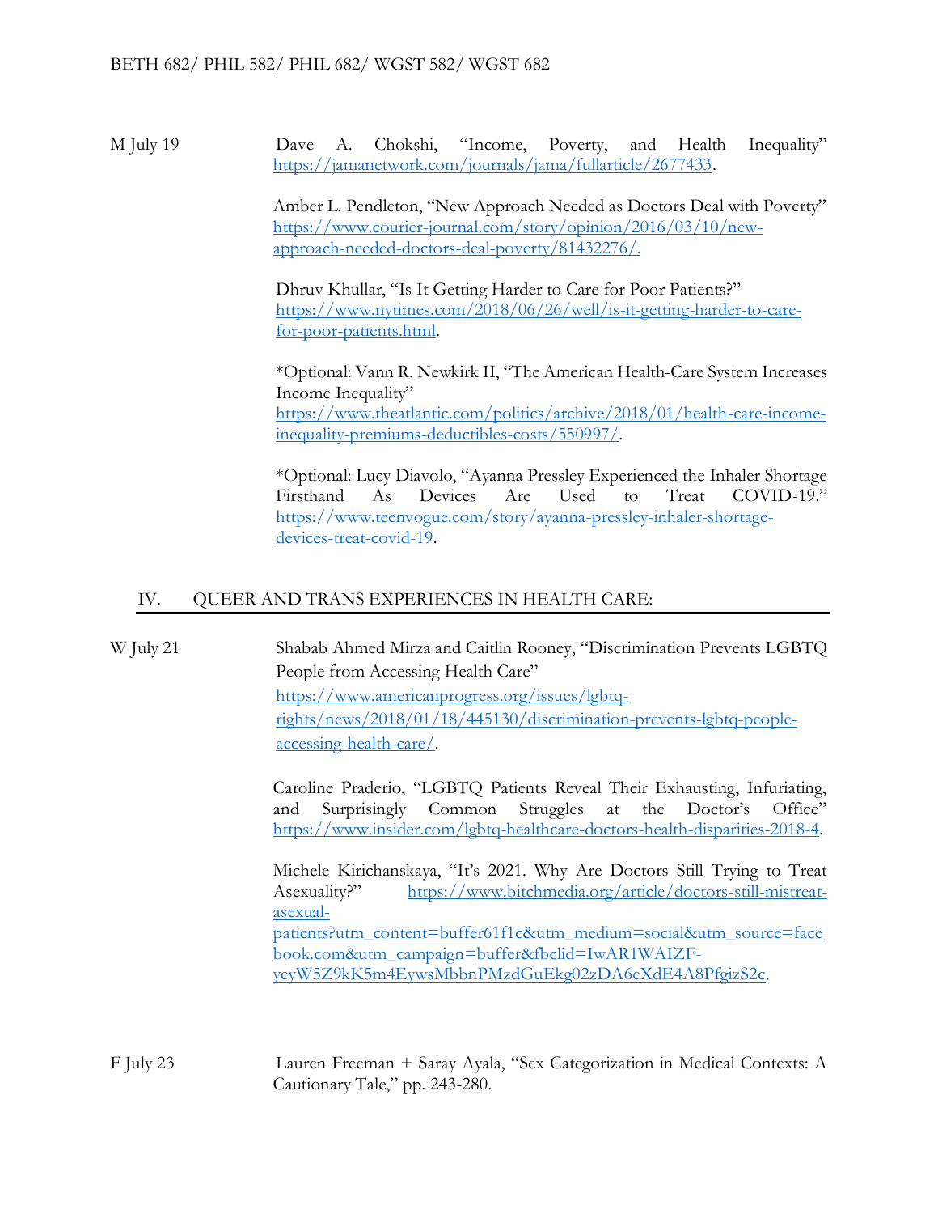M July 19

Dave A. Chokshi, “Income, Poverty, and Health Inequality” https://jamanetwork.com/journals/jama/fullarticle/2677433.

Amber L. Pendleton, “New Approach Needed as Doctors Deal with Poverty” https://www.courier-journal.com/story/opinion/2016/03/10/new-approach-needed-doctors-deal-poverty/81432276/.

Dhruv Khullar, “Is It Getting Harder to Care for Poor Patients?” https://www.nytimes.com/2018/06/26/well/is-it-getting-harder-to-care-for-poor-patients.html.

*Optional: Vann R. Newkirk II, “The American Health-Care System Increases Income Inequality” https://www.theatlantic.com/politics/archive/2018/01/health-care-income-inequality-premiums-deductibles-costs/550997/.

*Optional: Lucy Diavolo, “Ayanna Pressley Experienced the Inhaler Shortage Firsthand As Devices Are Used to Treat COVID-19.” https://www.teenvogue.com/story/ayanna-pressley-inhaler-shortage-devices-treat-covid-19.

## IV. QUEER AND TRANS EXPERIENCES IN HEALTH CARE:

W July 21

Shabab Ahmed Mirza and Caitlin Rooney, “Discrimination Prevents LGBTQ People from Accessing Health Care” https://www.americanprogress.org/issues/lgbtq-rights/news/2018/01/18/445130/discrimination-prevents-lgbtq-people-accessing-health-care/.

Caroline Praderio, “LGBTQ Patients Reveal Their Exhausting, Infuriating, and Surprisingly Common Struggles at the Doctor’s Office” https://www.insider.com/lgbtq-healthcare-doctors-health-disparities-2018-4.

Michele Kirichanskaya, “It’s 2021. Why Are Doctors Still Trying to Treat Asexuality?” https://www.bitchmedia.org/article/doctors-still-mistreat-asexual-patients?utm_content=buffer61f1c&utm_medium=social&utm_source=facebook.com&utm_campaign=buffer&fbclid=IwAR1WAIZF-yeyW5Z9kK5m4EywsMbbnPMzdGuEkg02zDA6eXdE4A8PfgizS2c.

F July 23

Lauren Freeman + Saray Ayala, “Sex Categorization in Medical Contexts: A Cautionary Tale,” pp. 243-280.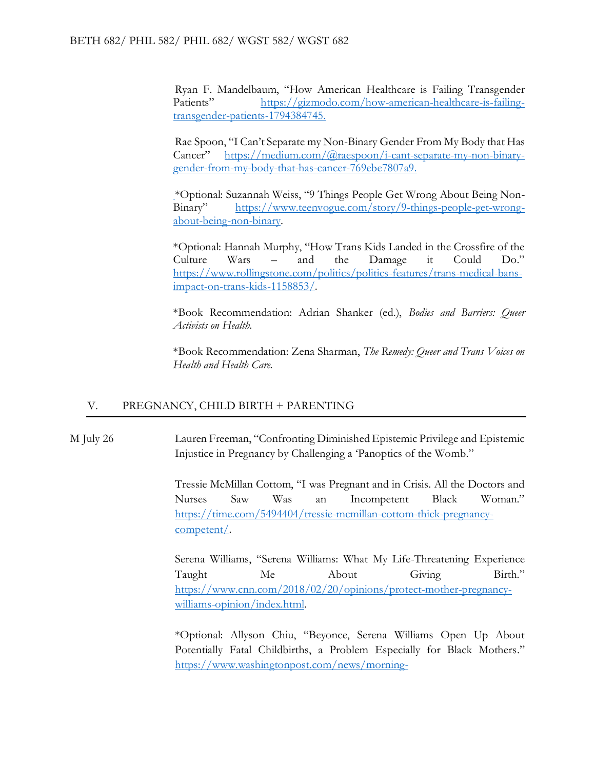Ryan F. Mandelbaum, "How American Healthcare is Failing Transgender Patients" https://gizmodo.com/how-american-healthcare-is-failing-transgender-patients-1794384745.

Rae Spoon, "I Can't Separate my Non-Binary Gender From My Body that Has Cancer" https://medium.com/@raespoon/i-cant-separate-my-non-binary-gender-from-my-body-that-has-cancer-769ebe7807a9.

*Optional: Suzannah Weiss, "9 Things People Get Wrong About Being Non-Binary" https://www.teenvogue.com/story/9-things-people-get-wrong-about-being-non-binary.

*Optional: Hannah Murphy, "How Trans Kids Landed in the Crossfire of the Culture Wars – and the Damage it Could Do." https://www.rollingstone.com/politics/politics-features/trans-medical-bans-impact-on-trans-kids-1158853/.

*Book Recommendation: Adrian Shanker (ed.), *Bodies and Barriers: Queer Activists on Health.*

*Book Recommendation: Zena Sharman, *The Remedy: Queer and Trans Voices on Health and Health Care.*

## V. PREGNANCY, CHILD BIRTH + PARENTING

M July 26

Lauren Freeman, "Confronting Diminished Epistemic Privilege and Epistemic Injustice in Pregnancy by Challenging a 'Panoptics of the Womb."

Tressie McMillan Cottom, "I was Pregnant and in Crisis. All the Doctors and Nurses Saw Was an Incompetent Black Woman." https://time.com/5494404/tressie-mcmillan-cottom-thick-pregnancy-competent/.

Serena Williams, "Serena Williams: What My Life-Threatening Experience Taught Me About Giving Birth." https://www.cnn.com/2018/02/20/opinions/protect-mother-pregnancy-williams-opinion/index.html.

*Optional: Allyson Chiu, "Beyonce, Serena Williams Open Up About Potentially Fatal Childbirths, a Problem Especially for Black Mothers." https://www.washingtonpost.com/news/morning-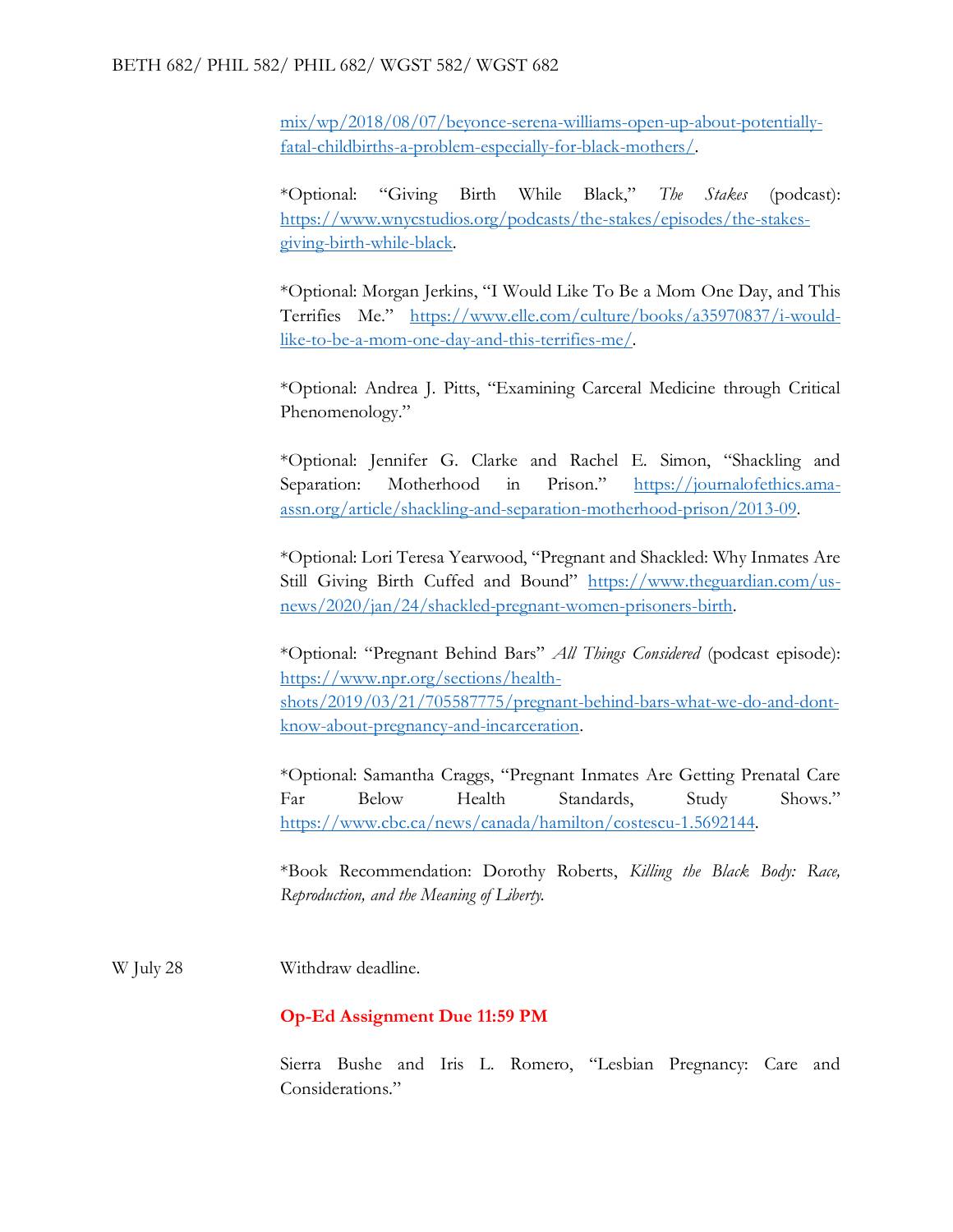mix/wp/2018/08/07/beyonce-serena-williams-open-up-about-potentially-fatal-childbirths-a-problem-especially-for-black-mothers/.

*Optional: "Giving Birth While Black," *The Stakes* (podcast): https://www.wnycstudios.org/podcasts/the-stakes/episodes/the-stakes-giving-birth-while-black.

*Optional: Morgan Jerkins, "I Would Like To Be a Mom One Day, and This Terrifies Me." https://www.elle.com/culture/books/a35970837/i-would-like-to-be-a-mom-one-day-and-this-terrifies-me/.

*Optional: Andrea J. Pitts, "Examining Carceral Medicine through Critical Phenomenology."

*Optional: Jennifer G. Clarke and Rachel E. Simon, "Shackling and Separation: Motherhood in Prison." https://journalofethics.ama-assn.org/article/shackling-and-separation-motherhood-prison/2013-09.

*Optional: Lori Teresa Yearwood, "Pregnant and Shackled: Why Inmates Are Still Giving Birth Cuffed and Bound" https://www.theguardian.com/us-news/2020/jan/24/shackled-pregnant-women-prisoners-birth.

*Optional: "Pregnant Behind Bars" *All Things Considered* (podcast episode): https://www.npr.org/sections/health-shots/2019/03/21/705587775/pregnant-behind-bars-what-we-do-and-dont-know-about-pregnancy-and-incarceration.

*Optional: Samantha Craggs, "Pregnant Inmates Are Getting Prenatal Care Far Below Health Standards, Study Shows." https://www.cbc.ca/news/canada/hamilton/costescu-1.5692144.

*Book Recommendation: Dorothy Roberts, *Killing the Black Body: Race, Reproduction, and the Meaning of Liberty.*

W July 28 — Withdraw deadline.

**Op-Ed Assignment Due 11:59 PM**

Sierra Bushe and Iris L. Romero, "Lesbian Pregnancy: Care and Considerations."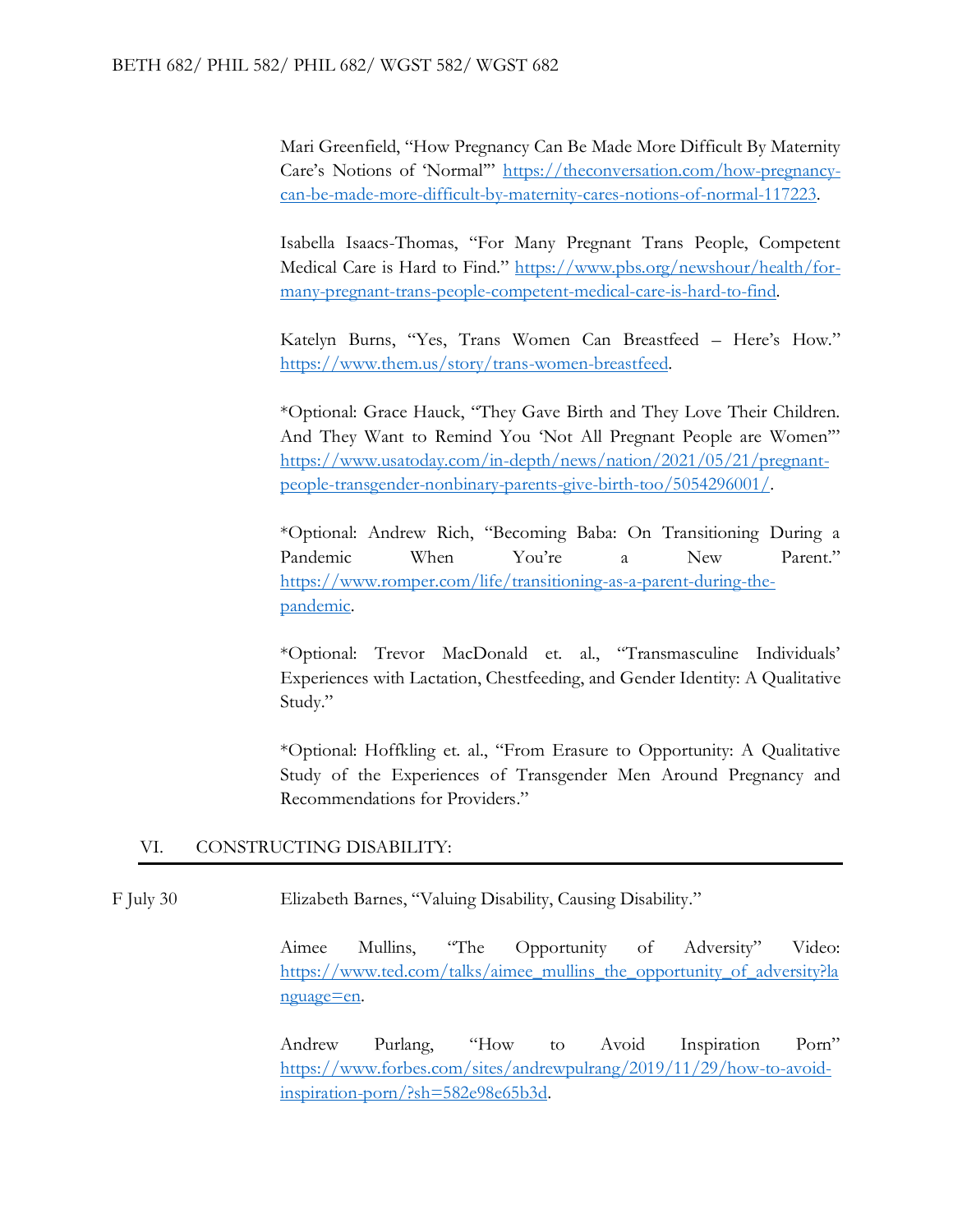Mari Greenfield, "How Pregnancy Can Be Made More Difficult By Maternity Care's Notions of 'Normal'" https://theconversation.com/how-pregnancy-can-be-made-more-difficult-by-maternity-cares-notions-of-normal-117223.

Isabella Isaacs-Thomas, "For Many Pregnant Trans People, Competent Medical Care is Hard to Find." https://www.pbs.org/newshour/health/for-many-pregnant-trans-people-competent-medical-care-is-hard-to-find.

Katelyn Burns, "Yes, Trans Women Can Breastfeed – Here's How." https://www.them.us/story/trans-women-breastfeed.

*Optional: Grace Hauck, "They Gave Birth and They Love Their Children. And They Want to Remind You 'Not All Pregnant People are Women'" https://www.usatoday.com/in-depth/news/nation/2021/05/21/pregnant-people-transgender-nonbinary-parents-give-birth-too/5054296001/.

*Optional: Andrew Rich, "Becoming Baba: On Transitioning During a Pandemic When You're a New Parent." https://www.romper.com/life/transitioning-as-a-parent-during-the-pandemic.

*Optional: Trevor MacDonald et. al., "Transmasculine Individuals' Experiences with Lactation, Chestfeeding, and Gender Identity: A Qualitative Study."

*Optional: Hoffkling et. al., "From Erasure to Opportunity: A Qualitative Study of the Experiences of Transgender Men Around Pregnancy and Recommendations for Providers."

## VI. CONSTRUCTING DISABILITY:

**F July 30**

Elizabeth Barnes, "Valuing Disability, Causing Disability."

Aimee Mullins, "The Opportunity of Adversity" Video: https://www.ted.com/talks/aimee_mullins_the_opportunity_of_adversity?language=en.

Andrew Purlang, "How to Avoid Inspiration Porn" https://www.forbes.com/sites/andrewpulrang/2019/11/29/how-to-avoid-inspiration-porn/?sh=582e98e65b3d.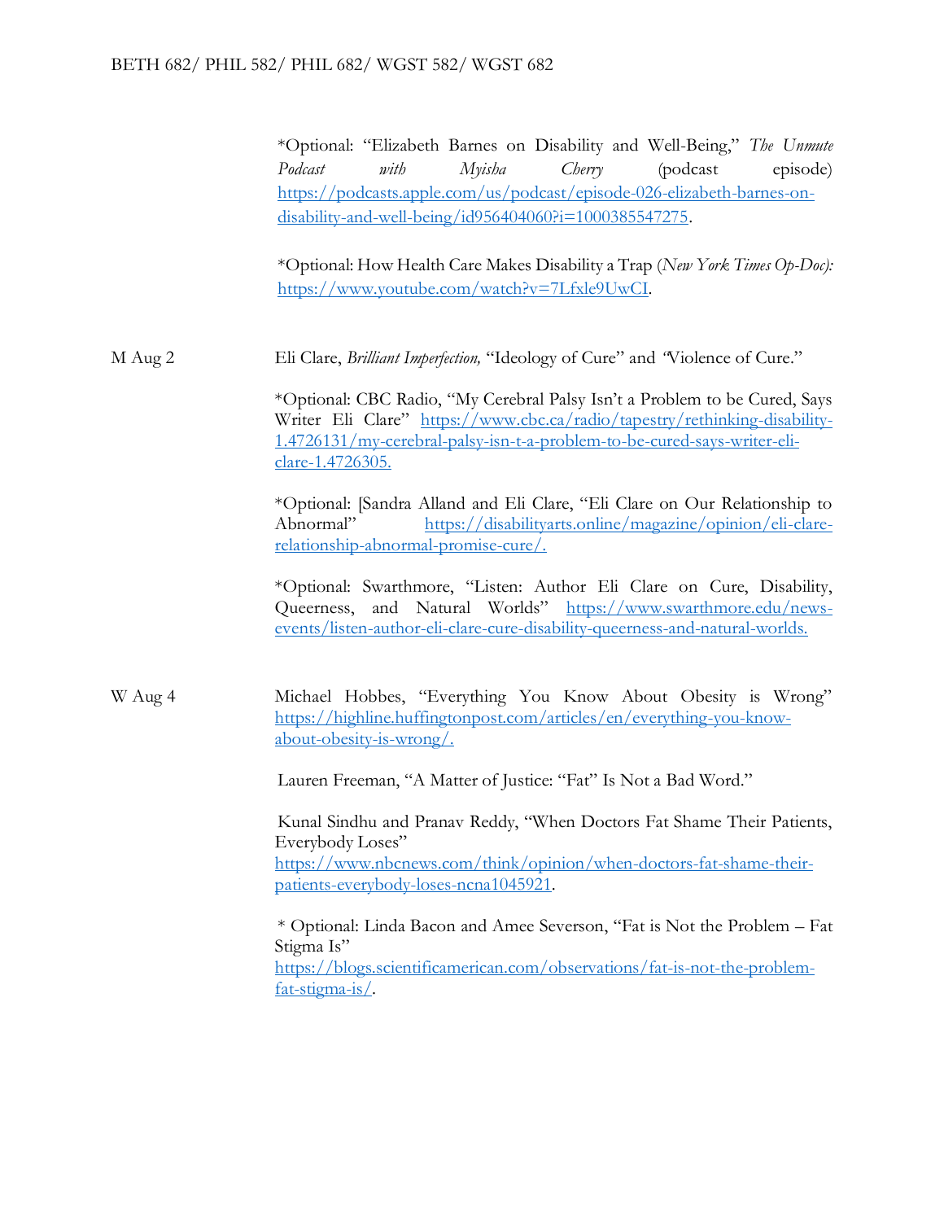*Optional: "Elizabeth Barnes on Disability and Well-Being," *The Unmute Podcast with Myisha Cherry* (podcast episode) https://podcasts.apple.com/us/podcast/episode-026-elizabeth-barnes-on-disability-and-well-being/id956404060?i=1000385547275.

*Optional: How Health Care Makes Disability a Trap (*New York Times Op-Doc):* https://www.youtube.com/watch?v=7Lfxle9UwCI.

**M Aug 2**

Eli Clare, *Brilliant Imperfection,* "Ideology of Cure" and "Violence of Cure."

*Optional: CBC Radio, "My Cerebral Palsy Isn't a Problem to be Cured, Says Writer Eli Clare" https://www.cbc.ca/radio/tapestry/rethinking-disability-1.4726131/my-cerebral-palsy-isn-t-a-problem-to-be-cured-says-writer-eli-clare-1.4726305.

*Optional: [Sandra Alland and Eli Clare, "Eli Clare on Our Relationship to Abnormal" https://disabilityarts.online/magazine/opinion/eli-clare-relationship-abnormal-promise-cure/.

*Optional: Swarthmore, "Listen: Author Eli Clare on Cure, Disability, Queerness, and Natural Worlds" https://www.swarthmore.edu/news-events/listen-author-eli-clare-cure-disability-queerness-and-natural-worlds.

**W Aug 4**

Michael Hobbes, "Everything You Know About Obesity is Wrong" https://highline.huffingtonpost.com/articles/en/everything-you-know-about-obesity-is-wrong/.

Lauren Freeman, "A Matter of Justice: "Fat" Is Not a Bad Word."

Kunal Sindhu and Pranav Reddy, "When Doctors Fat Shame Their Patients, Everybody Loses" https://www.nbcnews.com/think/opinion/when-doctors-fat-shame-their-patients-everybody-loses-ncna1045921.

* Optional: Linda Bacon and Amee Severson, "Fat is Not the Problem – Fat Stigma Is" https://blogs.scientificamerican.com/observations/fat-is-not-the-problem-fat-stigma-is/.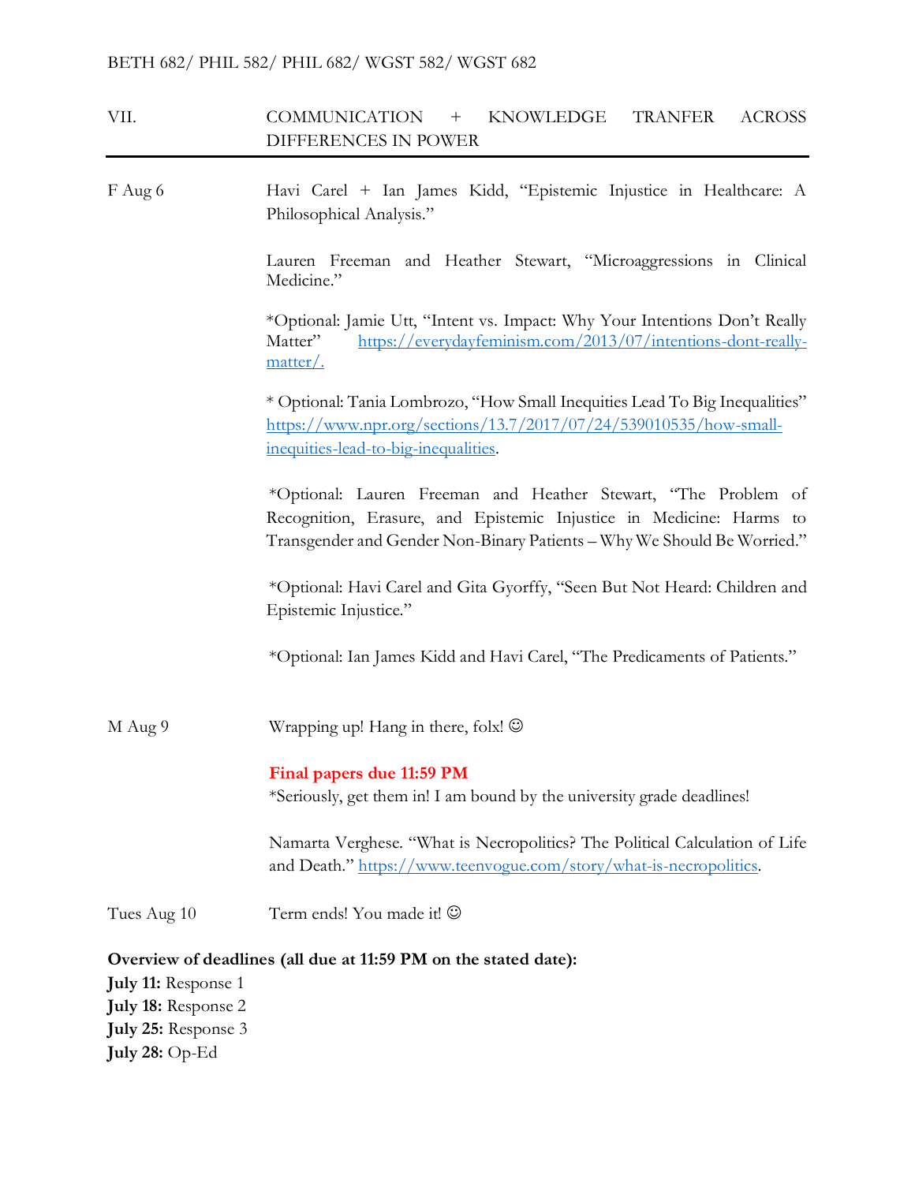## VII. COMMUNICATION + KNOWLEDGE TRANFER ACROSS DIFFERENCES IN POWER

**F Aug 6**

Havi Carel + Ian James Kidd, "Epistemic Injustice in Healthcare: A Philosophical Analysis."

Lauren Freeman and Heather Stewart, "Microaggressions in Clinical Medicine."

*Optional: Jamie Utt, "Intent vs. Impact: Why Your Intentions Don't Really Matter" https://everydayfeminism.com/2013/07/intentions-dont-really-matter/.

* Optional: Tania Lombrozo, "How Small Inequities Lead To Big Inequalities" https://www.npr.org/sections/13.7/2017/07/24/539010535/how-small-inequities-lead-to-big-inequalities.

*Optional: Lauren Freeman and Heather Stewart, "The Problem of Recognition, Erasure, and Epistemic Injustice in Medicine: Harms to Transgender and Gender Non-Binary Patients – Why We Should Be Worried."

*Optional: Havi Carel and Gita Gyorffy, "Seen But Not Heard: Children and Epistemic Injustice."

*Optional: Ian James Kidd and Havi Carel, "The Predicaments of Patients."

**M Aug 9**

Wrapping up! Hang in there, folx! ☺

**Final papers due 11:59 PM**
*Seriously, get them in! I am bound by the university grade deadlines!

Namarta Verghese. "What is Necropolitics? The Political Calculation of Life and Death." https://www.teenvogue.com/story/what-is-necropolitics.

**Tues Aug 10**

Term ends! You made it! ☺

**Overview of deadlines (all due at 11:59 PM on the stated date):**
**July 11:** Response 1
**July 18:** Response 2
**July 25:** Response 3
**July 28:** Op-Ed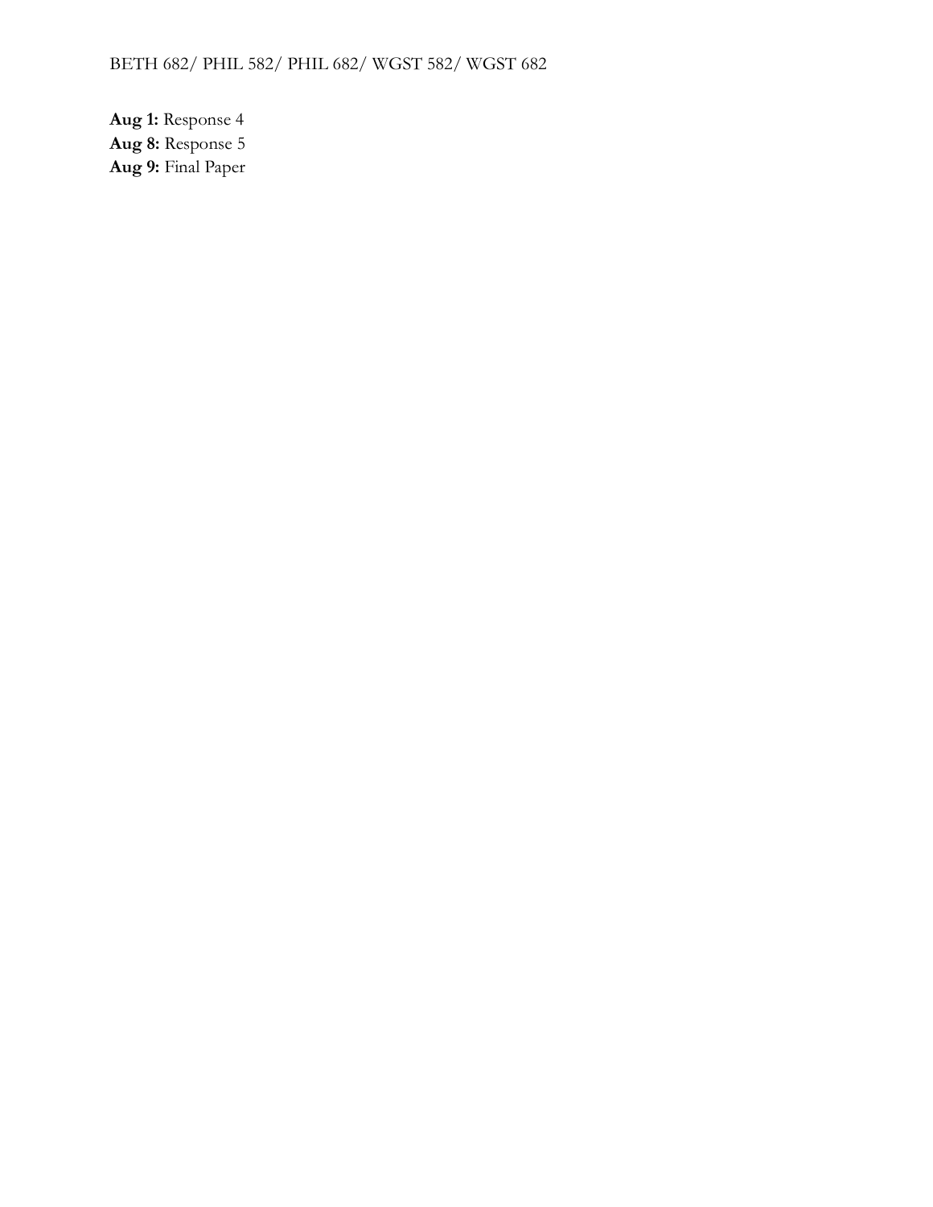**Aug 1:** Response 4
**Aug 8:** Response 5
**Aug 9:** Final Paper